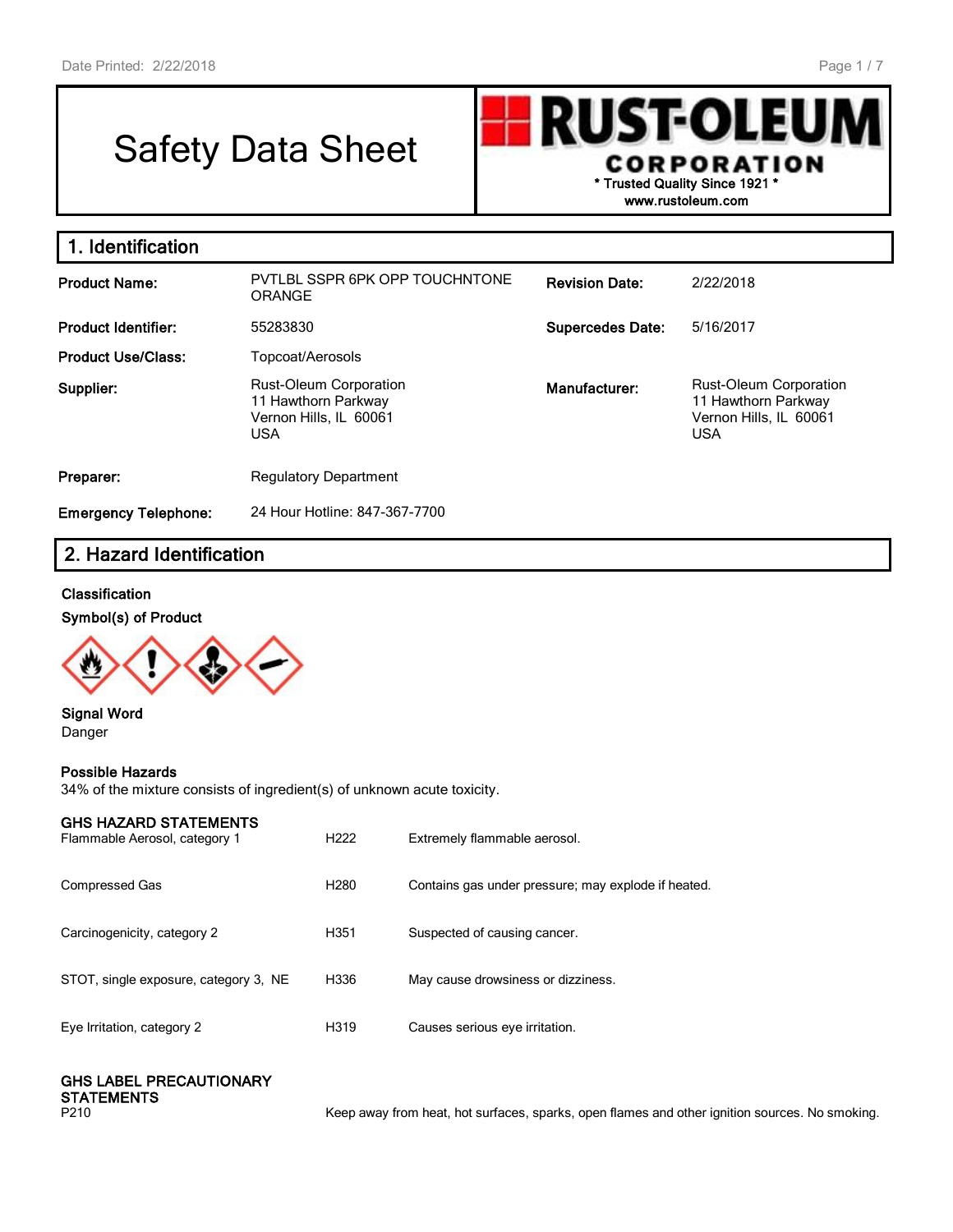# Safety Data Sheet

**RUST-OLEUM CORPORATION**
\* Trusted Quality Since 1921 \*
www.rustoleum.com

## 1. Identification

| | | | |
|---|---|---|---|
| **Product Name:** | PVTLBL SSPR 6PK OPP TOUCHNTONE ORANGE | **Revision Date:** | 2/22/2018 |
| **Product Identifier:** | 55283830 | **Supercedes Date:** | 5/16/2017 |
| **Product Use/Class:** | Topcoat/Aerosols | | |
| **Supplier:** | Rust-Oleum Corporation<br>11 Hawthorn Parkway<br>Vernon Hills, IL 60061<br>USA | **Manufacturer:** | Rust-Oleum Corporation<br>11 Hawthorn Parkway<br>Vernon Hills, IL 60061<br>USA |
| **Preparer:** | Regulatory Department | | |
| **Emergency Telephone:** | 24 Hour Hotline: 847-367-7700 | | |

## 2. Hazard Identification

### Classification

### Symbol(s) of Product

### Signal Word

Danger

### Possible Hazards

34% of the mixture consists of ingredient(s) of unknown acute toxicity.

### GHS HAZARD STATEMENTS

| | | |
|---|---|---|
| Flammable Aerosol, category 1 | H222 | Extremely flammable aerosol. |
| Compressed Gas | H280 | Contains gas under pressure; may explode if heated. |
| Carcinogenicity, category 2 | H351 | Suspected of causing cancer. |
| STOT, single exposure, category 3, NE | H336 | May cause drowsiness or dizziness. |
| Eye Irritation, category 2 | H319 | Causes serious eye irritation. |

### GHS LABEL PRECAUTIONARY STATEMENTS

| | |
|---|---|
| P210 | Keep away from heat, hot surfaces, sparks, open flames and other ignition sources. No smoking. |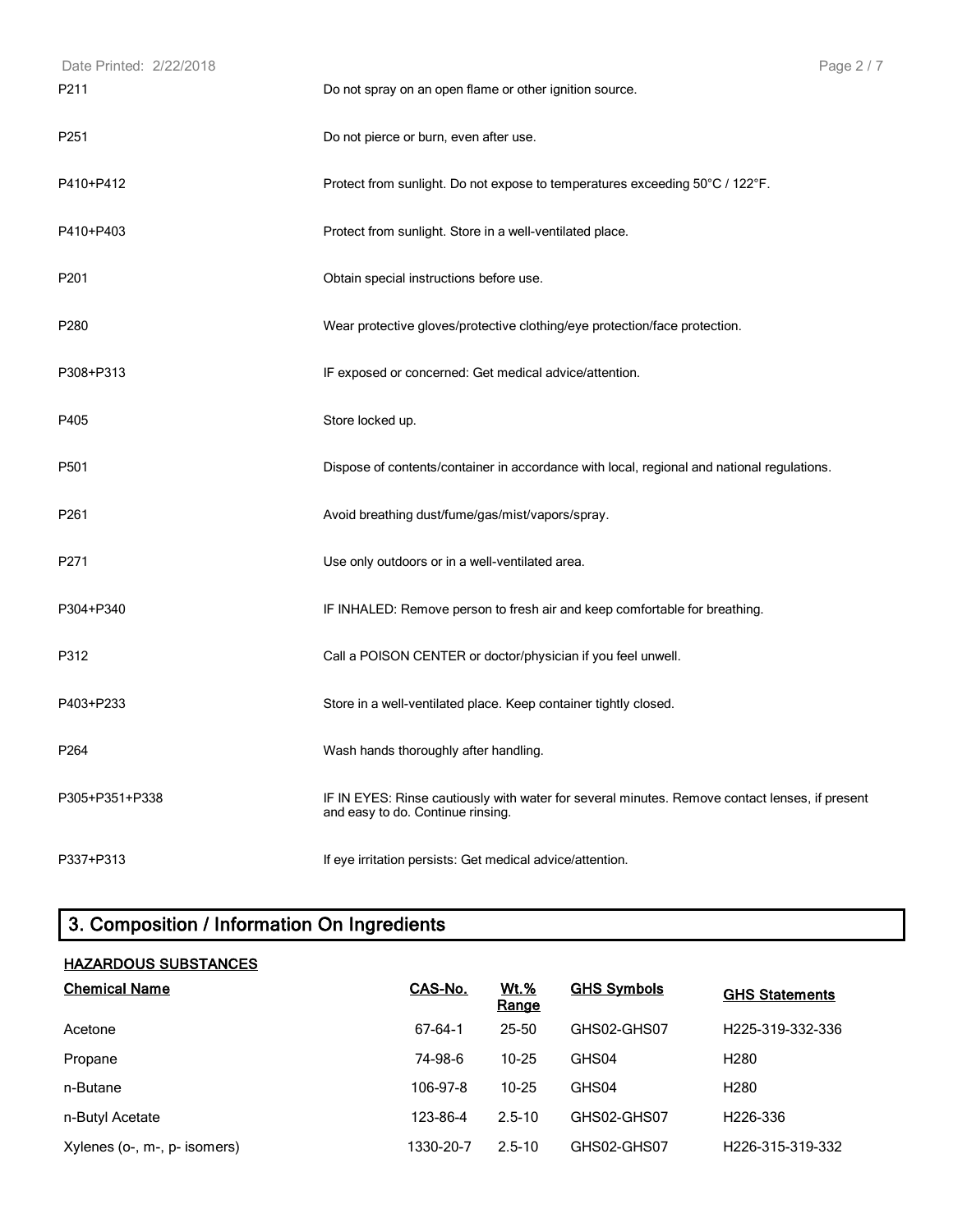| | |
|---|---|
| P211 | Do not spray on an open flame or other ignition source. |
| P251 | Do not pierce or burn, even after use. |
| P410+P412 | Protect from sunlight. Do not expose to temperatures exceeding 50°C / 122°F. |
| P410+P403 | Protect from sunlight. Store in a well-ventilated place. |
| P201 | Obtain special instructions before use. |
| P280 | Wear protective gloves/protective clothing/eye protection/face protection. |
| P308+P313 | IF exposed or concerned: Get medical advice/attention. |
| P405 | Store locked up. |
| P501 | Dispose of contents/container in accordance with local, regional and national regulations. |
| P261 | Avoid breathing dust/fume/gas/mist/vapors/spray. |
| P271 | Use only outdoors or in a well-ventilated area. |
| P304+P340 | IF INHALED: Remove person to fresh air and keep comfortable for breathing. |
| P312 | Call a POISON CENTER or doctor/physician if you feel unwell. |
| P403+P233 | Store in a well-ventilated place. Keep container tightly closed. |
| P264 | Wash hands thoroughly after handling. |
| P305+P351+P338 | IF IN EYES: Rinse cautiously with water for several minutes. Remove contact lenses, if present and easy to do. Continue rinsing. |
| P337+P313 | If eye irritation persists: Get medical advice/attention. |

## 3. Composition / Information On Ingredients

**HAZARDOUS SUBSTANCES**

| Chemical Name | CAS-No. | Wt.% Range | GHS Symbols | GHS Statements |
|---|---|---|---|---|
| Acetone | 67-64-1 | 25-50 | GHS02-GHS07 | H225-319-332-336 |
| Propane | 74-98-6 | 10-25 | GHS04 | H280 |
| n-Butane | 106-97-8 | 10-25 | GHS04 | H280 |
| n-Butyl Acetate | 123-86-4 | 2.5-10 | GHS02-GHS07 | H226-336 |
| Xylenes (o-, m-, p- isomers) | 1330-20-7 | 2.5-10 | GHS02-GHS07 | H226-315-319-332 |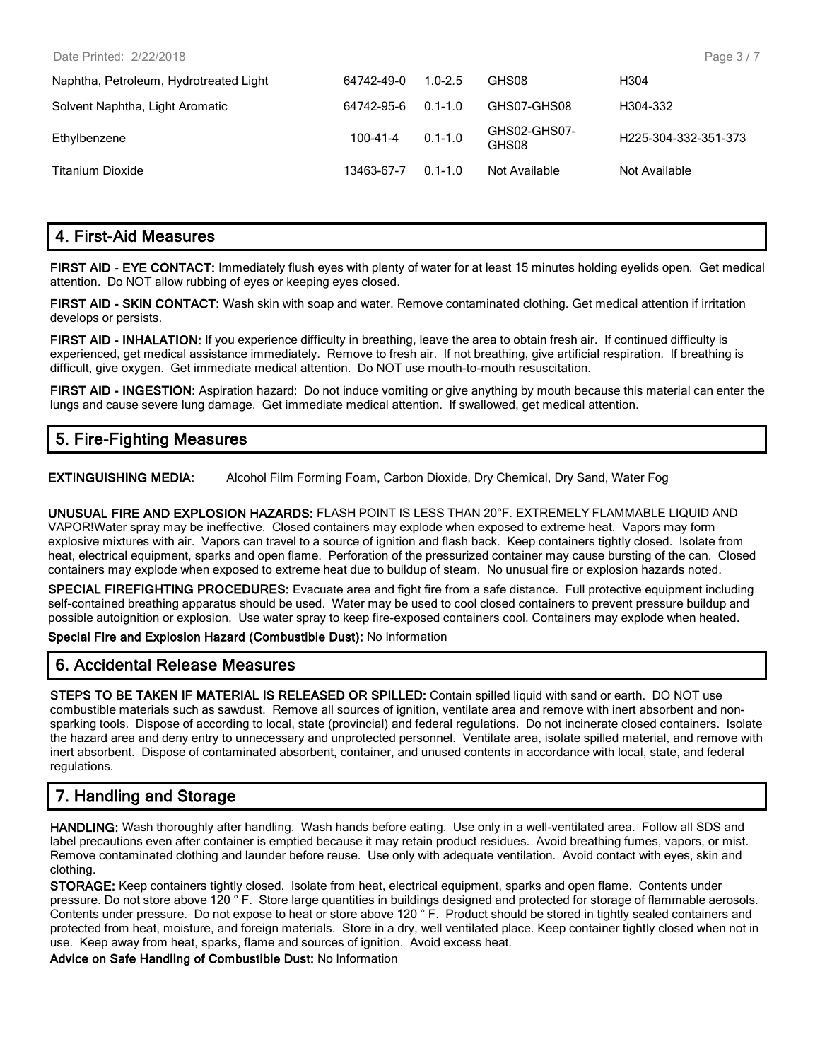| | | | | |
|---|---|---|---|---|
| Naphtha, Petroleum, Hydrotreated Light | 64742-49-0 | 1.0-2.5 | GHS08 | H304 |
| Solvent Naphtha, Light Aromatic | 64742-95-6 | 0.1-1.0 | GHS07-GHS08 | H304-332 |
| Ethylbenzene | 100-41-4 | 0.1-1.0 | GHS02-GHS07-GHS08 | H225-304-332-351-373 |
| Titanium Dioxide | 13463-67-7 | 0.1-1.0 | Not Available | Not Available |

## 4. First-Aid Measures

**FIRST AID - EYE CONTACT:** Immediately flush eyes with plenty of water for at least 15 minutes holding eyelids open. Get medical attention. Do NOT allow rubbing of eyes or keeping eyes closed.

**FIRST AID - SKIN CONTACT:** Wash skin with soap and water. Remove contaminated clothing. Get medical attention if irritation develops or persists.

**FIRST AID - INHALATION:** If you experience difficulty in breathing, leave the area to obtain fresh air. If continued difficulty is experienced, get medical assistance immediately. Remove to fresh air. If not breathing, give artificial respiration. If breathing is difficult, give oxygen. Get immediate medical attention. Do NOT use mouth-to-mouth resuscitation.

**FIRST AID - INGESTION:** Aspiration hazard: Do not induce vomiting or give anything by mouth because this material can enter the lungs and cause severe lung damage. Get immediate medical attention. If swallowed, get medical attention.

## 5. Fire-Fighting Measures

**EXTINGUISHING MEDIA:** Alcohol Film Forming Foam, Carbon Dioxide, Dry Chemical, Dry Sand, Water Fog

**UNUSUAL FIRE AND EXPLOSION HAZARDS:** FLASH POINT IS LESS THAN 20°F. EXTREMELY FLAMMABLE LIQUID AND VAPOR!Water spray may be ineffective. Closed containers may explode when exposed to extreme heat. Vapors may form explosive mixtures with air. Vapors can travel to a source of ignition and flash back. Keep containers tightly closed. Isolate from heat, electrical equipment, sparks and open flame. Perforation of the pressurized container may cause bursting of the can. Closed containers may explode when exposed to extreme heat due to buildup of steam. No unusual fire or explosion hazards noted.

**SPECIAL FIREFIGHTING PROCEDURES:** Evacuate area and fight fire from a safe distance. Full protective equipment including self-contained breathing apparatus should be used. Water may be used to cool closed containers to prevent pressure buildup and possible autoignition or explosion. Use water spray to keep fire-exposed containers cool. Containers may explode when heated.

**Special Fire and Explosion Hazard (Combustible Dust):** No Information

## 6. Accidental Release Measures

**STEPS TO BE TAKEN IF MATERIAL IS RELEASED OR SPILLED:** Contain spilled liquid with sand or earth. DO NOT use combustible materials such as sawdust. Remove all sources of ignition, ventilate area and remove with inert absorbent and non-sparking tools. Dispose of according to local, state (provincial) and federal regulations. Do not incinerate closed containers. Isolate the hazard area and deny entry to unnecessary and unprotected personnel. Ventilate area, isolate spilled material, and remove with inert absorbent. Dispose of contaminated absorbent, container, and unused contents in accordance with local, state, and federal regulations.

## 7. Handling and Storage

**HANDLING:** Wash thoroughly after handling. Wash hands before eating. Use only in a well-ventilated area. Follow all SDS and label precautions even after container is emptied because it may retain product residues. Avoid breathing fumes, vapors, or mist. Remove contaminated clothing and launder before reuse. Use only with adequate ventilation. Avoid contact with eyes, skin and clothing.

**STORAGE:** Keep containers tightly closed. Isolate from heat, electrical equipment, sparks and open flame. Contents under pressure. Do not store above 120 ° F. Store large quantities in buildings designed and protected for storage of flammable aerosols. Contents under pressure. Do not expose to heat or store above 120 ° F. Product should be stored in tightly sealed containers and protected from heat, moisture, and foreign materials. Store in a dry, well ventilated place. Keep container tightly closed when not in use. Keep away from heat, sparks, flame and sources of ignition. Avoid excess heat.

**Advice on Safe Handling of Combustible Dust:** No Information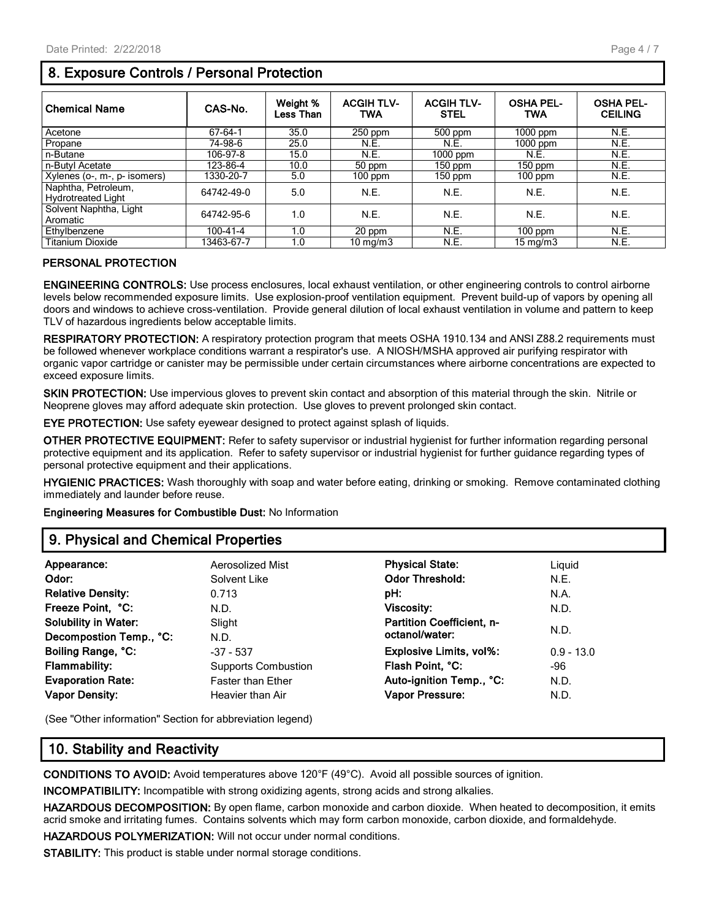## 8. Exposure Controls / Personal Protection

| Chemical Name | CAS-No. | Weight % Less Than | ACGIH TLV-TWA | ACGIH TLV-STEL | OSHA PEL-TWA | OSHA PEL-CEILING |
|---|---|---|---|---|---|---|
| Acetone | 67-64-1 | 35.0 | 250 ppm | 500 ppm | 1000 ppm | N.E. |
| Propane | 74-98-6 | 25.0 | N.E. | N.E. | 1000 ppm | N.E. |
| n-Butane | 106-97-8 | 15.0 | N.E. | 1000 ppm | N.E. | N.E. |
| n-Butyl Acetate | 123-86-4 | 10.0 | 50 ppm | 150 ppm | 150 ppm | N.E. |
| Xylenes (o-, m-, p- isomers) | 1330-20-7 | 5.0 | 100 ppm | 150 ppm | 100 ppm | N.E. |
| Naphtha, Petroleum, Hydrotreated Light | 64742-49-0 | 5.0 | N.E. | N.E. | N.E. | N.E. |
| Solvent Naphtha, Light Aromatic | 64742-95-6 | 1.0 | N.E. | N.E. | N.E. | N.E. |
| Ethylbenzene | 100-41-4 | 1.0 | 20 ppm | N.E. | 100 ppm | N.E. |
| Titanium Dioxide | 13463-67-7 | 1.0 | 10 mg/m3 | N.E. | 15 mg/m3 | N.E. |

### PERSONAL PROTECTION

**ENGINEERING CONTROLS:** Use process enclosures, local exhaust ventilation, or other engineering controls to control airborne levels below recommended exposure limits. Use explosion-proof ventilation equipment. Prevent build-up of vapors by opening all doors and windows to achieve cross-ventilation. Provide general dilution of local exhaust ventilation in volume and pattern to keep TLV of hazardous ingredients below acceptable limits.

**RESPIRATORY PROTECTION:** A respiratory protection program that meets OSHA 1910.134 and ANSI Z88.2 requirements must be followed whenever workplace conditions warrant a respirator's use. A NIOSH/MSHA approved air purifying respirator with organic vapor cartridge or canister may be permissible under certain circumstances where airborne concentrations are expected to exceed exposure limits.

**SKIN PROTECTION:** Use impervious gloves to prevent skin contact and absorption of this material through the skin. Nitrile or Neoprene gloves may afford adequate skin protection. Use gloves to prevent prolonged skin contact.

**EYE PROTECTION:** Use safety eyewear designed to protect against splash of liquids.

**OTHER PROTECTIVE EQUIPMENT:** Refer to safety supervisor or industrial hygienist for further information regarding personal protective equipment and its application. Refer to safety supervisor or industrial hygienist for further guidance regarding types of personal protective equipment and their applications.

**HYGIENIC PRACTICES:** Wash thoroughly with soap and water before eating, drinking or smoking. Remove contaminated clothing immediately and launder before reuse.

**Engineering Measures for Combustible Dust:** No Information

## 9. Physical and Chemical Properties

| | | | |
|---|---|---|---|
| **Appearance:** | Aerosolized Mist | **Physical State:** | Liquid |
| **Odor:** | Solvent Like | **Odor Threshold:** | N.E. |
| **Relative Density:** | 0.713 | **pH:** | N.A. |
| **Freeze Point, °C:** | N.D. | **Viscosity:** | N.D. |
| **Solubility in Water:** | Slight | **Partition Coefficient, n-octanol/water:** | N.D. |
| **Decompostion Temp., °C:** | N.D. | | |
| **Boiling Range, °C:** | -37 - 537 | **Explosive Limits, vol%:** | 0.9 - 13.0 |
| **Flammability:** | Supports Combustion | **Flash Point, °C:** | -96 |
| **Evaporation Rate:** | Faster than Ether | **Auto-ignition Temp., °C:** | N.D. |
| **Vapor Density:** | Heavier than Air | **Vapor Pressure:** | N.D. |

(See "Other information" Section for abbreviation legend)

## 10. Stability and Reactivity

**CONDITIONS TO AVOID:** Avoid temperatures above 120°F (49°C). Avoid all possible sources of ignition.

**INCOMPATIBILITY:** Incompatible with strong oxidizing agents, strong acids and strong alkalies.

**HAZARDOUS DECOMPOSITION:** By open flame, carbon monoxide and carbon dioxide. When heated to decomposition, it emits acrid smoke and irritating fumes. Contains solvents which may form carbon monoxide, carbon dioxide, and formaldehyde.

**HAZARDOUS POLYMERIZATION:** Will not occur under normal conditions.

**STABILITY:** This product is stable under normal storage conditions.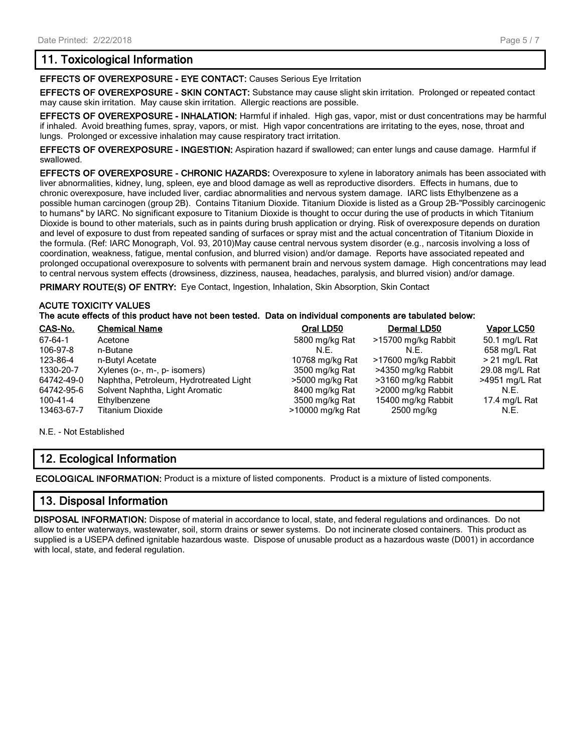## 11. Toxicological Information

**EFFECTS OF OVEREXPOSURE - EYE CONTACT:** Causes Serious Eye Irritation

**EFFECTS OF OVEREXPOSURE - SKIN CONTACT:** Substance may cause slight skin irritation. Prolonged or repeated contact may cause skin irritation. May cause skin irritation. Allergic reactions are possible.

**EFFECTS OF OVEREXPOSURE - INHALATION:** Harmful if inhaled. High gas, vapor, mist or dust concentrations may be harmful if inhaled. Avoid breathing fumes, spray, vapors, or mist. High vapor concentrations are irritating to the eyes, nose, throat and lungs. Prolonged or excessive inhalation may cause respiratory tract irritation.

**EFFECTS OF OVEREXPOSURE - INGESTION:** Aspiration hazard if swallowed; can enter lungs and cause damage. Harmful if swallowed.

**EFFECTS OF OVEREXPOSURE - CHRONIC HAZARDS:** Overexposure to xylene in laboratory animals has been associated with liver abnormalities, kidney, lung, spleen, eye and blood damage as well as reproductive disorders. Effects in humans, due to chronic overexposure, have included liver, cardiac abnormalities and nervous system damage. IARC lists Ethylbenzene as a possible human carcinogen (group 2B). Contains Titanium Dioxide. Titanium Dioxide is listed as a Group 2B-"Possibly carcinogenic to humans" by IARC. No significant exposure to Titanium Dioxide is thought to occur during the use of products in which Titanium Dioxide is bound to other materials, such as in paints during brush application or drying. Risk of overexposure depends on duration and level of exposure to dust from repeated sanding of surfaces or spray mist and the actual concentration of Titanium Dioxide in the formula. (Ref: IARC Monograph, Vol. 93, 2010)May cause central nervous system disorder (e.g., narcosis involving a loss of coordination, weakness, fatigue, mental confusion, and blurred vision) and/or damage. Reports have associated repeated and prolonged occupational overexposure to solvents with permanent brain and nervous system damage. High concentrations may lead to central nervous system effects (drowsiness, dizziness, nausea, headaches, paralysis, and blurred vision) and/or damage.

**PRIMARY ROUTE(S) OF ENTRY:** Eye Contact, Ingestion, Inhalation, Skin Absorption, Skin Contact

**ACUTE TOXICITY VALUES**
**The acute effects of this product have not been tested. Data on individual components are tabulated below:**

| CAS-No. | Chemical Name | Oral LD50 | Dermal LD50 | Vapor LC50 |
|---|---|---|---|---|
| 67-64-1 | Acetone | 5800 mg/kg Rat | >15700 mg/kg Rabbit | 50.1 mg/L Rat |
| 106-97-8 | n-Butane | N.E. | N.E. | 658 mg/L Rat |
| 123-86-4 | n-Butyl Acetate | 10768 mg/kg Rat | >17600 mg/kg Rabbit | > 21 mg/L Rat |
| 1330-20-7 | Xylenes (o-, m-, p- isomers) | 3500 mg/kg Rat | >4350 mg/kg Rabbit | 29.08 mg/L Rat |
| 64742-49-0 | Naphtha, Petroleum, Hydrotreated Light | >5000 mg/kg Rat | >3160 mg/kg Rabbit | >4951 mg/L Rat |
| 64742-95-6 | Solvent Naphtha, Light Aromatic | 8400 mg/kg Rat | >2000 mg/kg Rabbit | N.E. |
| 100-41-4 | Ethylbenzene | 3500 mg/kg Rat | 15400 mg/kg Rabbit | 17.4 mg/L Rat |
| 13463-67-7 | Titanium Dioxide | >10000 mg/kg Rat | 2500 mg/kg | N.E. |

N.E. - Not Established

## 12. Ecological Information

**ECOLOGICAL INFORMATION:** Product is a mixture of listed components. Product is a mixture of listed components.

## 13. Disposal Information

**DISPOSAL INFORMATION:** Dispose of material in accordance to local, state, and federal regulations and ordinances. Do not allow to enter waterways, wastewater, soil, storm drains or sewer systems. Do not incinerate closed containers. This product as supplied is a USEPA defined ignitable hazardous waste. Dispose of unusable product as a hazardous waste (D001) in accordance with local, state, and federal regulation.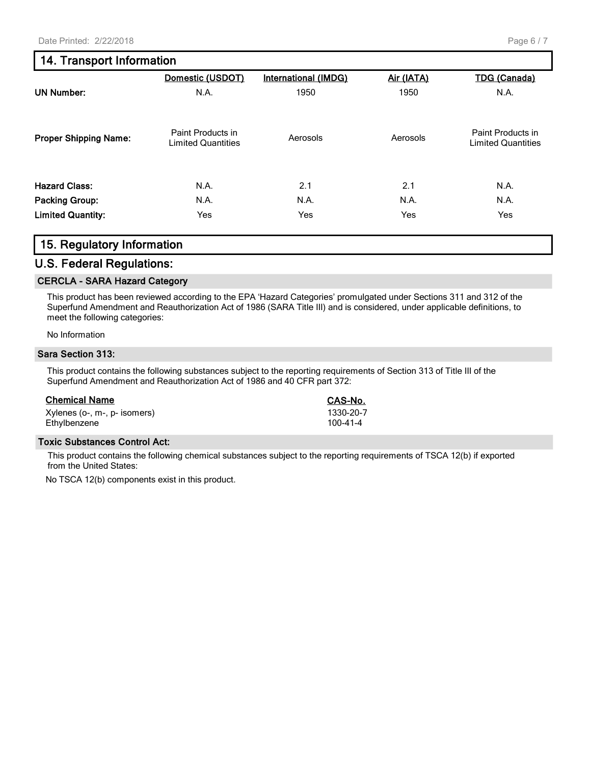## 14. Transport Information

| | Domestic (USDOT) | International (IMDG) | Air (IATA) | TDG (Canada) |
|---|---|---|---|---|
| **UN Number:** | N.A. | 1950 | 1950 | N.A. |
| **Proper Shipping Name:** | Paint Products in Limited Quantities | Aerosols | Aerosols | Paint Products in Limited Quantities |
| **Hazard Class:** | N.A. | 2.1 | 2.1 | N.A. |
| **Packing Group:** | N.A. | N.A. | N.A. | N.A. |
| **Limited Quantity:** | Yes | Yes | Yes | Yes |

## 15. Regulatory Information

## U.S. Federal Regulations:

### CERCLA - SARA Hazard Category

This product has been reviewed according to the EPA 'Hazard Categories' promulgated under Sections 311 and 312 of the Superfund Amendment and Reauthorization Act of 1986 (SARA Title III) and is considered, under applicable definitions, to meet the following categories:

No Information

### Sara Section 313:

This product contains the following substances subject to the reporting requirements of Section 313 of Title III of the Superfund Amendment and Reauthorization Act of 1986 and 40 CFR part 372:

| Chemical Name | CAS-No. |
|---|---|
| Xylenes (o-, m-, p- isomers) | 1330-20-7 |
| Ethylbenzene | 100-41-4 |

### Toxic Substances Control Act:

This product contains the following chemical substances subject to the reporting requirements of TSCA 12(b) if exported from the United States:

No TSCA 12(b) components exist in this product.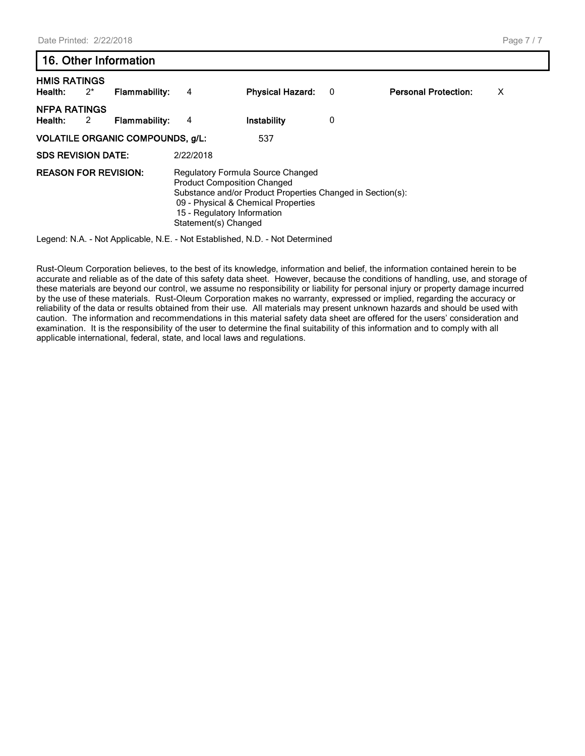## 16. Other Information

**HMIS RATINGS**

| | | | | | | | |
|---|---|---|---|---|---|---|---|
| **Health:** | 2* | **Flammability:** | 4 | **Physical Hazard:** | 0 | **Personal Protection:** | X |

**NFPA RATINGS**

| | | | | | |
|---|---|---|---|---|---|
| **Health:** | 2 | **Flammability:** | 4 | **Instability** | 0 |

**VOLATILE ORGANIC COMPOUNDS, g/L:** 537

**SDS REVISION DATE:** 2/22/2018

**REASON FOR REVISION:**
Regulatory Formula Source Changed
Product Composition Changed
Substance and/or Product Properties Changed in Section(s):
09 - Physical & Chemical Properties
15 - Regulatory Information
Statement(s) Changed

Legend: N.A. - Not Applicable, N.E. - Not Established, N.D. - Not Determined

Rust-Oleum Corporation believes, to the best of its knowledge, information and belief, the information contained herein to be accurate and reliable as of the date of this safety data sheet. However, because the conditions of handling, use, and storage of these materials are beyond our control, we assume no responsibility or liability for personal injury or property damage incurred by the use of these materials. Rust-Oleum Corporation makes no warranty, expressed or implied, regarding the accuracy or reliability of the data or results obtained from their use. All materials may present unknown hazards and should be used with caution. The information and recommendations in this material safety data sheet are offered for the users' consideration and examination. It is the responsibility of the user to determine the final suitability of this information and to comply with all applicable international, federal, state, and local laws and regulations.